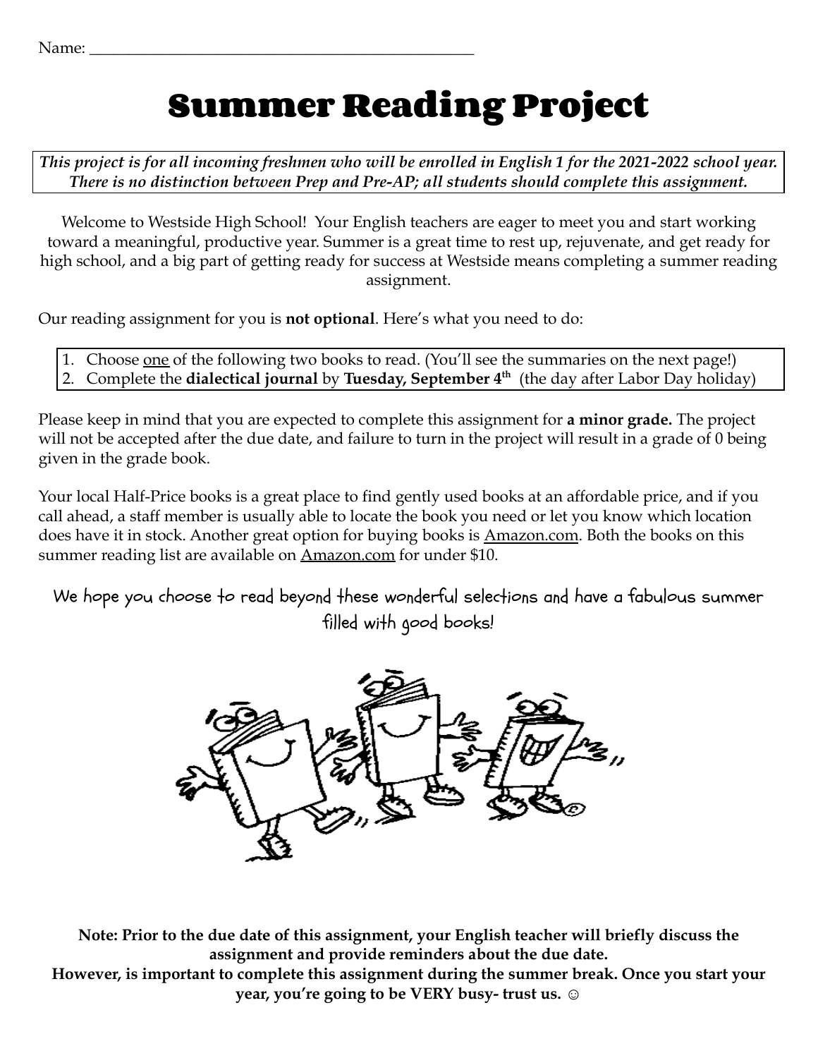Name: ___________________________________________________

# Summer Reading Project

***This project is for all incoming freshmen who will be enrolled in English 1 for the 2021-2022 school year. There is no distinction between Prep and Pre-AP; all students should complete this assignment.***

Welcome to Westside High School! Your English teachers are eager to meet you and start working toward a meaningful, productive year. Summer is a great time to rest up, rejuvenate, and get ready for high school, and a big part of getting ready for success at Westside means completing a summer reading assignment.

Our reading assignment for you is **not optional**. Here's what you need to do:

1. Choose one of the following two books to read. (You'll see the summaries on the next page!)
2. Complete the **dialectical journal** by **Tuesday, September 4th** (the day after Labor Day holiday)

Please keep in mind that you are expected to complete this assignment for **a minor grade.** The project will not be accepted after the due date, and failure to turn in the project will result in a grade of 0 being given in the grade book.

Your local Half-Price books is a great place to find gently used books at an affordable price, and if you call ahead, a staff member is usually able to locate the book you need or let you know which location does have it in stock. Another great option for buying books is Amazon.com. Both the books on this summer reading list are available on Amazon.com for under $10.

We hope you choose to read beyond these wonderful selections and have a fabulous summer filled with good books!

**Note: Prior to the due date of this assignment, your English teacher will briefly discuss the assignment and provide reminders about the due date.**
**However, is important to complete this assignment during the summer break. Once you start your year, you're going to be VERY busy- trust us. ☺**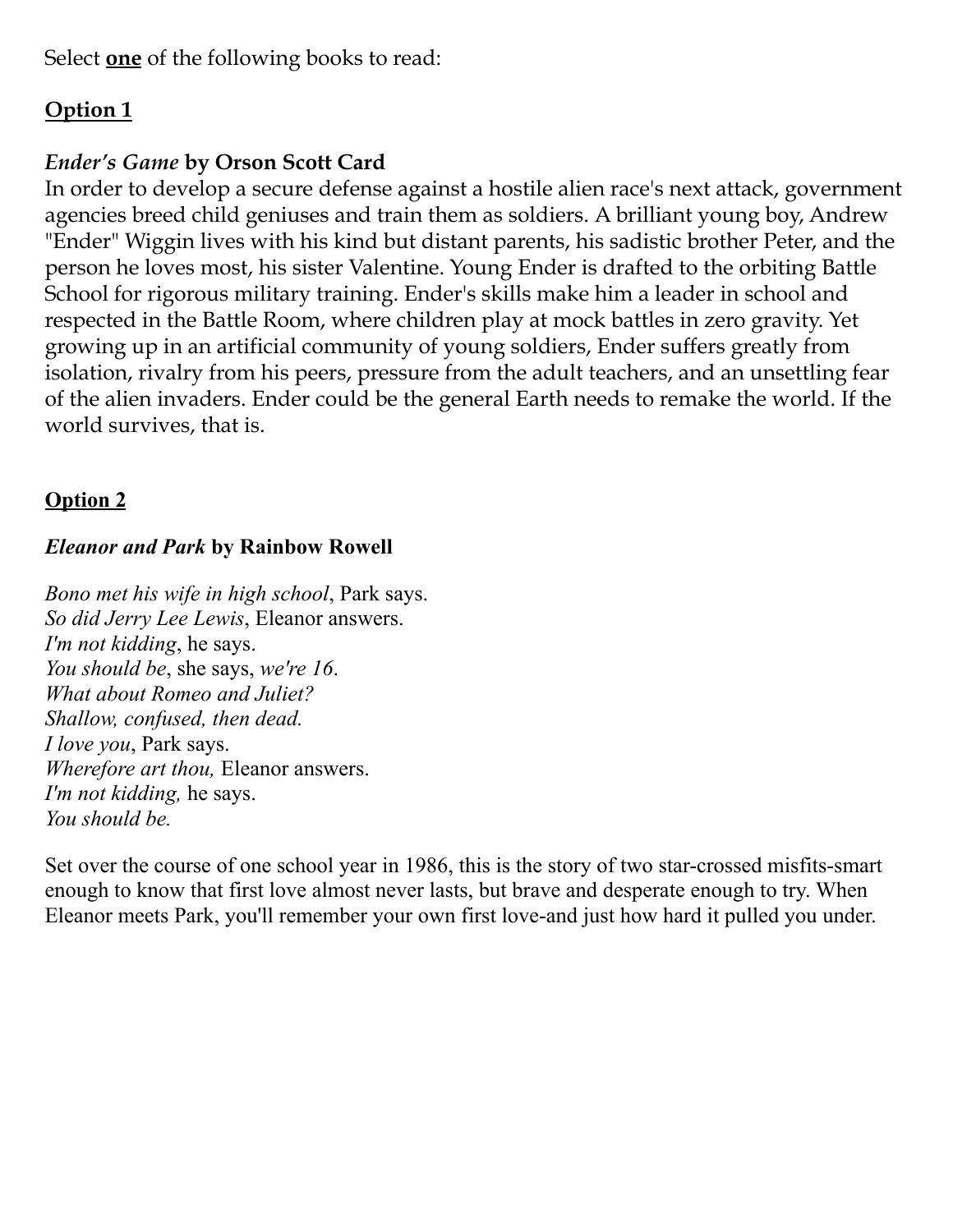Select **one** of the following books to read:

## Option 1

***Ender's Game*** **by Orson Scott Card**

In order to develop a secure defense against a hostile alien race's next attack, government agencies breed child geniuses and train them as soldiers. A brilliant young boy, Andrew "Ender" Wiggin lives with his kind but distant parents, his sadistic brother Peter, and the person he loves most, his sister Valentine. Young Ender is drafted to the orbiting Battle School for rigorous military training. Ender's skills make him a leader in school and respected in the Battle Room, where children play at mock battles in zero gravity. Yet growing up in an artificial community of young soldiers, Ender suffers greatly from isolation, rivalry from his peers, pressure from the adult teachers, and an unsettling fear of the alien invaders. Ender could be the general Earth needs to remake the world. If the world survives, that is.

## Option 2

***Eleanor and Park*** **by Rainbow Rowell**

*Bono met his wife in high school*, Park says.
*So did Jerry Lee Lewis*, Eleanor answers.
*I'm not kidding*, he says.
*You should be*, she says, *we're 16*.
*What about Romeo and Juliet?*
*Shallow, confused, then dead.*
*I love you*, Park says.
*Wherefore art thou,* Eleanor answers.
*I'm not kidding,* he says.
*You should be.*

Set over the course of one school year in 1986, this is the story of two star-crossed misfits-smart enough to know that first love almost never lasts, but brave and desperate enough to try. When Eleanor meets Park, you'll remember your own first love-and just how hard it pulled you under.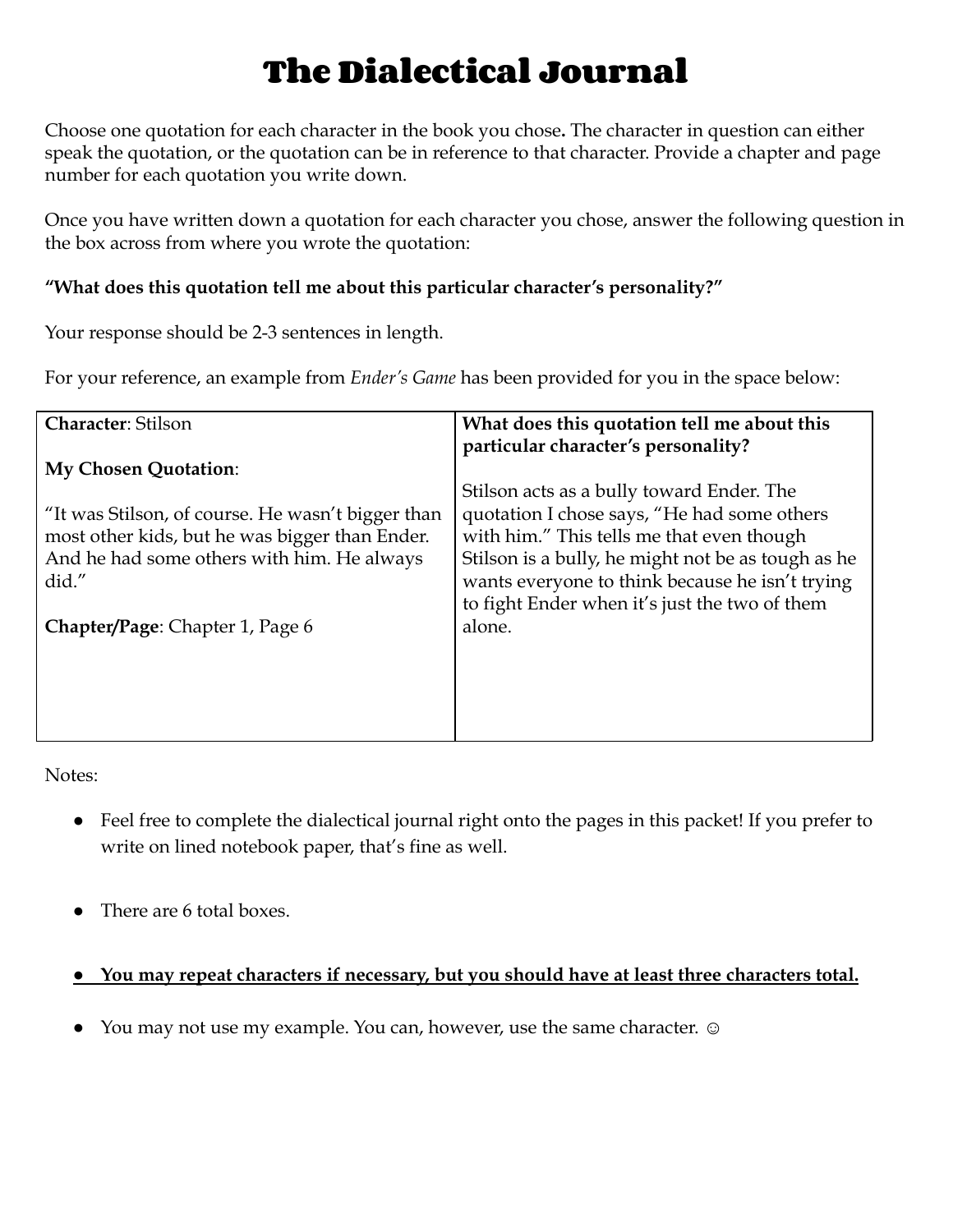# The Dialectical Journal

Choose one quotation for each character in the book you chose**.** The character in question can either speak the quotation, or the quotation can be in reference to that character. Provide a chapter and page number for each quotation you write down.

Once you have written down a quotation for each character you chose, answer the following question in the box across from where you wrote the quotation:

**"What does this quotation tell me about this particular character's personality?"**

Your response should be 2-3 sentences in length.

For your reference, an example from *Ender's Game* has been provided for you in the space below:

| **Character**: Stilson | **What does this quotation tell me about this particular character's personality?** |
| --- | --- |
| **My Chosen Quotation**:<br><br>"It was Stilson, of course. He wasn't bigger than most other kids, but he was bigger than Ender. And he had some others with him. He always did."<br><br>**Chapter/Page**: Chapter 1, Page 6 | Stilson acts as a bully toward Ender. The quotation I chose says, "He had some others with him." This tells me that even though Stilson is a bully, he might not be as tough as he wants everyone to think because he isn't trying to fight Ender when it's just the two of them alone. |

Notes:

- Feel free to complete the dialectical journal right onto the pages in this packet! If you prefer to write on lined notebook paper, that's fine as well.
- There are 6 total boxes.
- **<u>You may repeat characters if necessary, but you should have at least three characters total.</u>**
- You may not use my example. You can, however, use the same character. ☺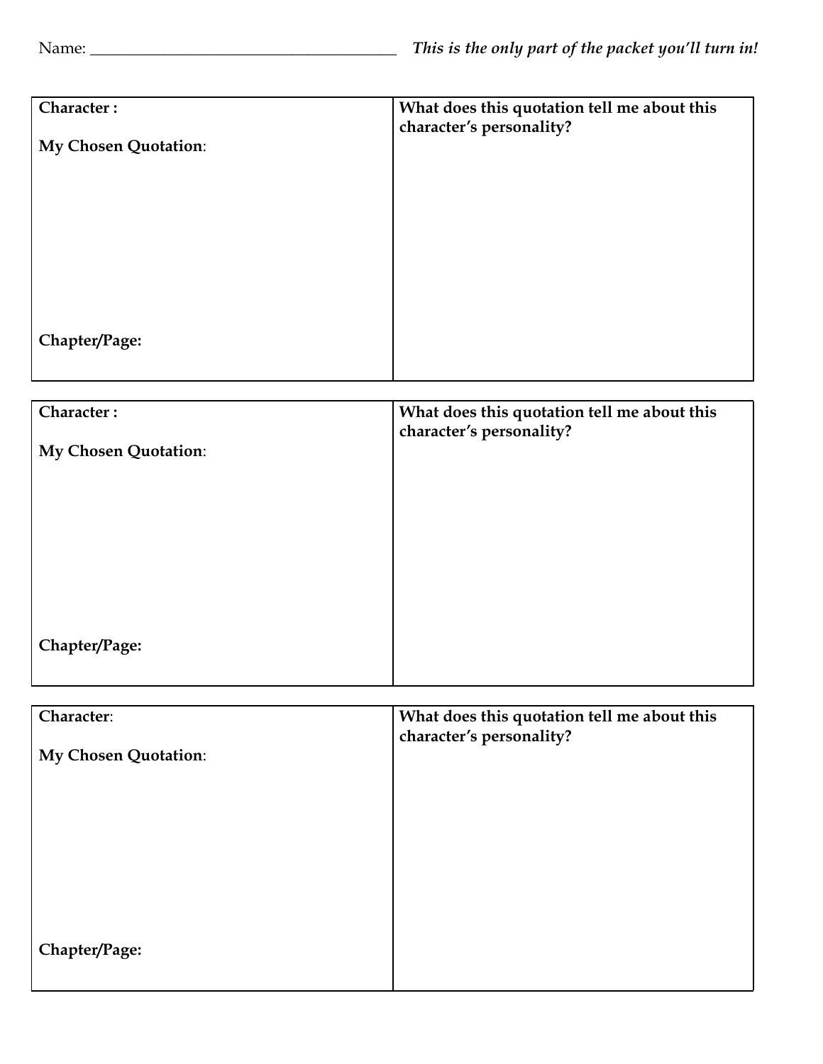Name: ______________________________________ ***This is the only part of the packet you'll turn in!***

| **Character :** | **What does this quotation tell me about this character's personality?** |
| --- | --- |
| **My Chosen Quotation**: | |
| **Chapter/Page:** | |

| **Character :** | **What does this quotation tell me about this character's personality?** |
| --- | --- |
| **My Chosen Quotation**: | |
| **Chapter/Page:** | |

| **Character**: | **What does this quotation tell me about this character's personality?** |
| --- | --- |
| **My Chosen Quotation**: | |
| **Chapter/Page:** | |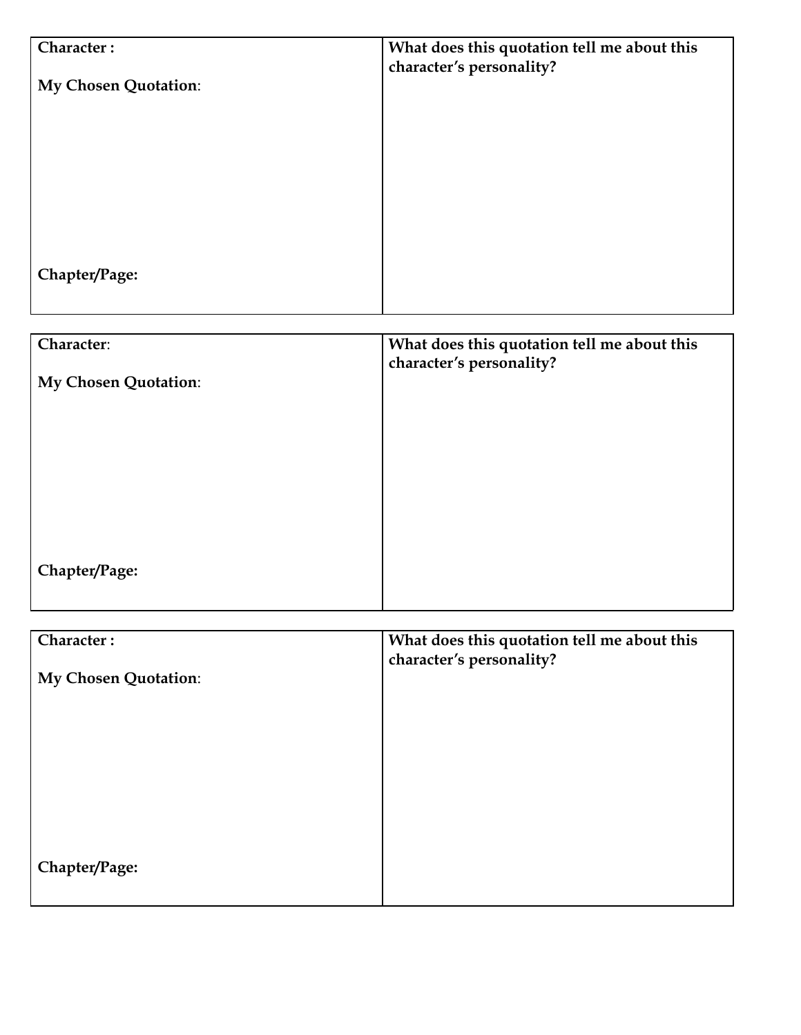| **Character :**<br><br>**My Chosen Quotation**:<br><br><br><br><br><br><br>**Chapter/Page:** | **What does this quotation tell me about this character's personality?** |
|---|---|

| **Character**:<br><br>**My Chosen Quotation**:<br><br><br><br><br><br><br>**Chapter/Page:** | **What does this quotation tell me about this character's personality?** |
|---|---|

| **Character :**<br><br>**My Chosen Quotation**:<br><br><br><br><br><br><br>**Chapter/Page:** | **What does this quotation tell me about this character's personality?** |
|---|---|